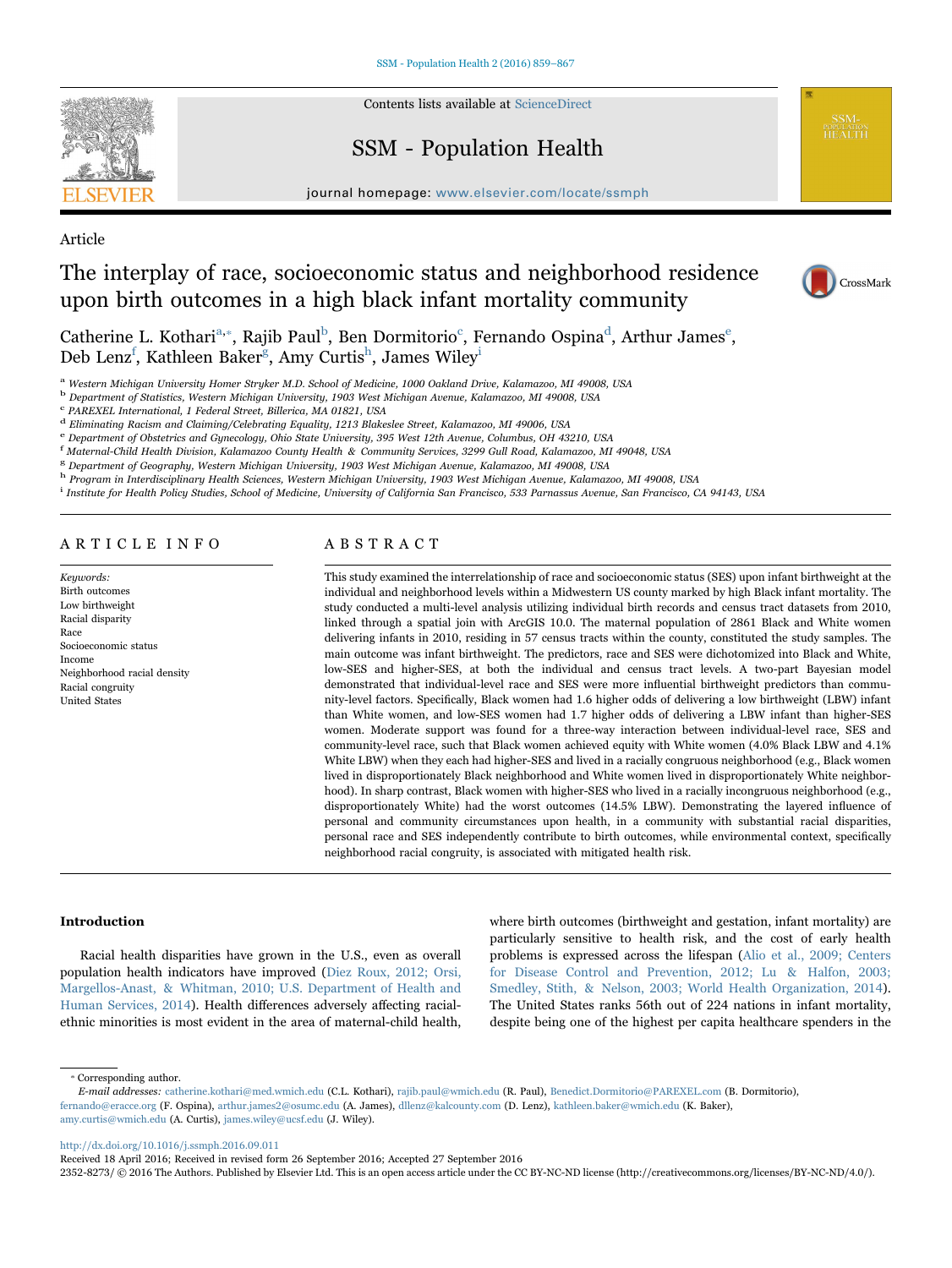Article

# The interplay of race, socioeconomic status and neighborhood residence upon birth outcomes in a high black infant mortality community

Catherine L. Kothari[a,*], Rajib Paul[b], Ben Dormitorio[c], Fernando Ospina[d], Arthur James[e], Deb Lenz[f], Kathleen Baker[g], Amy Curtis[h], James Wiley[i]

[a] Western Michigan University Homer Stryker M.D. School of Medicine, 1000 Oakland Drive, Kalamazoo, MI 49008, USA
[b] Department of Statistics, Western Michigan University, 1903 West Michigan Avenue, Kalamazoo, MI 49008, USA
[c] PAREXEL International, 1 Federal Street, Billerica, MA 01821, USA
[d] Eliminating Racism and Claiming/Celebrating Equality, 1213 Blakeslee Street, Kalamazoo, MI 49006, USA
[e] Department of Obstetrics and Gynecology, Ohio State University, 395 West 12th Avenue, Columbus, OH 43210, USA
[f] Maternal-Child Health Division, Kalamazoo County Health & Community Services, 3299 Gull Road, Kalamazoo, MI 49048, USA
[g] Department of Geography, Western Michigan University, 1903 West Michigan Avenue, Kalamazoo, MI 49008, USA
[h] Program in Interdisciplinary Health Sciences, Western Michigan University, 1903 West Michigan Avenue, Kalamazoo, MI 49008, USA
[i] Institute for Health Policy Studies, School of Medicine, University of California San Francisco, 533 Parnassus Avenue, San Francisco, CA 94143, USA

## ARTICLE INFO

*Keywords:*
Birth outcomes
Low birthweight
Racial disparity
Race
Socioeconomic status
Income
Neighborhood racial density
Racial congruity
United States

## ABSTRACT

This study examined the interrelationship of race and socioeconomic status (SES) upon infant birthweight at the individual and neighborhood levels within a Midwestern US county marked by high Black infant mortality. The study conducted a multi-level analysis utilizing individual birth records and census tract datasets from 2010, linked through a spatial join with ArcGIS 10.0. The maternal population of 2861 Black and White women delivering infants in 2010, residing in 57 census tracts within the county, constituted the study samples. The main outcome was infant birthweight. The predictors, race and SES were dichotomized into Black and White, low-SES and higher-SES, at both the individual and census tract levels. A two-part Bayesian model demonstrated that individual-level race and SES were more influential birthweight predictors than community-level factors. Specifically, Black women had 1.6 higher odds of delivering a low birthweight (LBW) infant than White women, and low-SES women had 1.7 higher odds of delivering a LBW infant than higher-SES women. Moderate support was found for a three-way interaction between individual-level race, SES and community-level race, such that Black women achieved equity with White women (4.0% Black LBW and 4.1% White LBW) when they each had higher-SES and lived in a racially congruous neighborhood (e.g., Black women lived in disproportionately Black neighborhood and White women lived in disproportionately White neighborhood). In sharp contrast, Black women with higher-SES who lived in a racially incongruous neighborhood (e.g., disproportionately White) had the worst outcomes (14.5% LBW). Demonstrating the layered influence of personal and community circumstances upon health, in a community with substantial racial disparities, personal race and SES independently contribute to birth outcomes, while environmental context, specifically neighborhood racial congruity, is associated with mitigated health risk.

## Introduction

Racial health disparities have grown in the U.S., even as overall population health indicators have improved (Diez Roux, 2012; Orsi, Margellos-Anast, & Whitman, 2010; U.S. Department of Health and Human Services, 2014). Health differences adversely affecting racial-ethnic minorities is most evident in the area of maternal-child health, where birth outcomes (birthweight and gestation, infant mortality) are particularly sensitive to health risk, and the cost of early health problems is expressed across the lifespan (Alio et al., 2009; Centers for Disease Control and Prevention, 2012; Lu & Halfon, 2003; Smedley, Stith, & Nelson, 2003; World Health Organization, 2014). The United States ranks 56th out of 224 nations in infant mortality, despite being one of the highest per capita healthcare spenders in the

* Corresponding author.
*E-mail addresses:* catherine.kothari@med.wmich.edu (C.L. Kothari), rajib.paul@wmich.edu (R. Paul), Benedict.Dormitorio@PAREXEL.com (B. Dormitorio), fernando@eracce.org (F. Ospina), arthur.james2@osumc.edu (A. James), dllenz@kalcounty.com (D. Lenz), kathleen.baker@wmich.edu (K. Baker), amy.curtis@wmich.edu (A. Curtis), james.wiley@ucsf.edu (J. Wiley).

http://dx.doi.org/10.1016/j.ssmph.2016.09.011
Received 18 April 2016; Received in revised form 26 September 2016; Accepted 27 September 2016
2352-8273/ © 2016 The Authors. Published by Elsevier Ltd. This is an open access article under the CC BY-NC-ND license (http://creativecommons.org/licenses/BY-NC-ND/4.0/).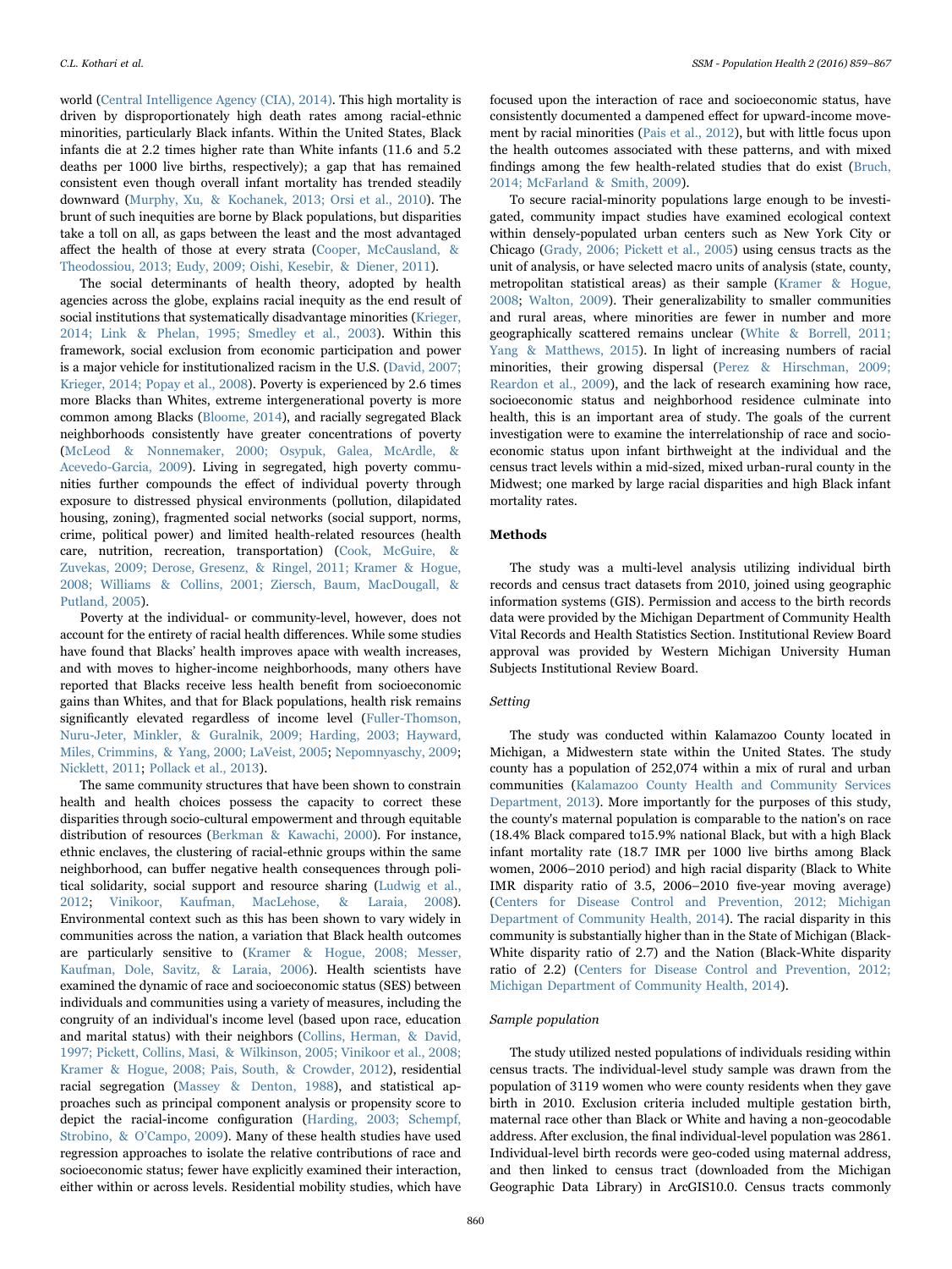world (Central Intelligence Agency (CIA), 2014). This high mortality is driven by disproportionately high death rates among racial-ethnic minorities, particularly Black infants. Within the United States, Black infants die at 2.2 times higher rate than White infants (11.6 and 5.2 deaths per 1000 live births, respectively); a gap that has remained consistent even though overall infant mortality has trended steadily downward (Murphy, Xu, & Kochanek, 2013; Orsi et al., 2010). The brunt of such inequities are borne by Black populations, but disparities take a toll on all, as gaps between the least and the most advantaged affect the health of those at every strata (Cooper, McCausland, & Theodossiou, 2013; Eudy, 2009; Oishi, Kesebir, & Diener, 2011).

The social determinants of health theory, adopted by health agencies across the globe, explains racial inequity as the end result of social institutions that systematically disadvantage minorities (Krieger, 2014; Link & Phelan, 1995; Smedley et al., 2003). Within this framework, social exclusion from economic participation and power is a major vehicle for institutionalized racism in the U.S. (David, 2007; Krieger, 2014; Popay et al., 2008). Poverty is experienced by 2.6 times more Blacks than Whites, extreme intergenerational poverty is more common among Blacks (Bloome, 2014), and racially segregated Black neighborhoods consistently have greater concentrations of poverty (McLeod & Nonnemaker, 2000; Osypuk, Galea, McArdle, & Acevedo-Garcia, 2009). Living in segregated, high poverty communities further compounds the effect of individual poverty through exposure to distressed physical environments (pollution, dilapidated housing, zoning), fragmented social networks (social support, norms, crime, political power) and limited health-related resources (health care, nutrition, recreation, transportation) (Cook, McGuire, & Zuvekas, 2009; Derose, Gresenz, & Ringel, 2011; Kramer & Hogue, 2008; Williams & Collins, 2001; Ziersch, Baum, MacDougall, & Putland, 2005).

Poverty at the individual- or community-level, however, does not account for the entirety of racial health differences. While some studies have found that Blacks' health improves apace with wealth increases, and with moves to higher-income neighborhoods, many others have reported that Blacks receive less health benefit from socioeconomic gains than Whites, and that for Black populations, health risk remains significantly elevated regardless of income level (Fuller-Thomson, Nuru-Jeter, Minkler, & Guralnik, 2009; Harding, 2003; Hayward, Miles, Crimmins, & Yang, 2000; LaVeist, 2005; Nepomnyaschy, 2009; Nicklett, 2011; Pollack et al., 2013).

The same community structures that have been shown to constrain health and health choices possess the capacity to correct these disparities through socio-cultural empowerment and through equitable distribution of resources (Berkman & Kawachi, 2000). For instance, ethnic enclaves, the clustering of racial-ethnic groups within the same neighborhood, can buffer negative health consequences through political solidarity, social support and resource sharing (Ludwig et al., 2012; Vinikoor, Kaufman, MacLehose, & Laraia, 2008). Environmental context such as this has been shown to vary widely in communities across the nation, a variation that Black health outcomes are particularly sensitive to (Kramer & Hogue, 2008; Messer, Kaufman, Dole, Savitz, & Laraia, 2006). Health scientists have examined the dynamic of race and socioeconomic status (SES) between individuals and communities using a variety of measures, including the congruity of an individual's income level (based upon race, education and marital status) with their neighbors (Collins, Herman, & David, 1997; Pickett, Collins, Masi, & Wilkinson, 2005; Vinikoor et al., 2008; Kramer & Hogue, 2008; Pais, South, & Crowder, 2012), residential racial segregation (Massey & Denton, 1988), and statistical approaches such as principal component analysis or propensity score to depict the racial-income configuration (Harding, 2003; Schempf, Strobino, & O'Campo, 2009). Many of these health studies have used regression approaches to isolate the relative contributions of race and socioeconomic status; fewer have explicitly examined their interaction, either within or across levels. Residential mobility studies, which have focused upon the interaction of race and socioeconomic status, have consistently documented a dampened effect for upward-income movement by racial minorities (Pais et al., 2012), but with little focus upon the health outcomes associated with these patterns, and with mixed findings among the few health-related studies that do exist (Bruch, 2014; McFarland & Smith, 2009).

To secure racial-minority populations large enough to be investigated, community impact studies have examined ecological context within densely-populated urban centers such as New York City or Chicago (Grady, 2006; Pickett et al., 2005) using census tracts as the unit of analysis, or have selected macro units of analysis (state, county, metropolitan statistical areas) as their sample (Kramer & Hogue, 2008; Walton, 2009). Their generalizability to smaller communities and rural areas, where minorities are fewer in number and more geographically scattered remains unclear (White & Borrell, 2011; Yang & Matthews, 2015). In light of increasing numbers of racial minorities, their growing dispersal (Perez & Hirschman, 2009; Reardon et al., 2009), and the lack of research examining how race, socioeconomic status and neighborhood residence culminate into health, this is an important area of study. The goals of the current investigation were to examine the interrelationship of race and socioeconomic status upon infant birthweight at the individual and the census tract levels within a mid-sized, mixed urban-rural county in the Midwest; one marked by large racial disparities and high Black infant mortality rates.

## Methods

The study was a multi-level analysis utilizing individual birth records and census tract datasets from 2010, joined using geographic information systems (GIS). Permission and access to the birth records data were provided by the Michigan Department of Community Health Vital Records and Health Statistics Section. Institutional Review Board approval was provided by Western Michigan University Human Subjects Institutional Review Board.

### *Setting*

The study was conducted within Kalamazoo County located in Michigan, a Midwestern state within the United States. The study county has a population of 252,074 within a mix of rural and urban communities (Kalamazoo County Health and Community Services Department, 2013). More importantly for the purposes of this study, the county's maternal population is comparable to the nation's on race (18.4% Black compared to15.9% national Black, but with a high Black infant mortality rate (18.7 IMR per 1000 live births among Black women, 2006–2010 period) and high racial disparity (Black to White IMR disparity ratio of 3.5, 2006–2010 five-year moving average) (Centers for Disease Control and Prevention, 2012; Michigan Department of Community Health, 2014). The racial disparity in this community is substantially higher than in the State of Michigan (Black-White disparity ratio of 2.7) and the Nation (Black-White disparity ratio of 2.2) (Centers for Disease Control and Prevention, 2012; Michigan Department of Community Health, 2014).

### *Sample population*

The study utilized nested populations of individuals residing within census tracts. The individual-level study sample was drawn from the population of 3119 women who were county residents when they gave birth in 2010. Exclusion criteria included multiple gestation birth, maternal race other than Black or White and having a non-geocodable address. After exclusion, the final individual-level population was 2861. Individual-level birth records were geo-coded using maternal address, and then linked to census tract (downloaded from the Michigan Geographic Data Library) in ArcGIS10.0. Census tracts commonly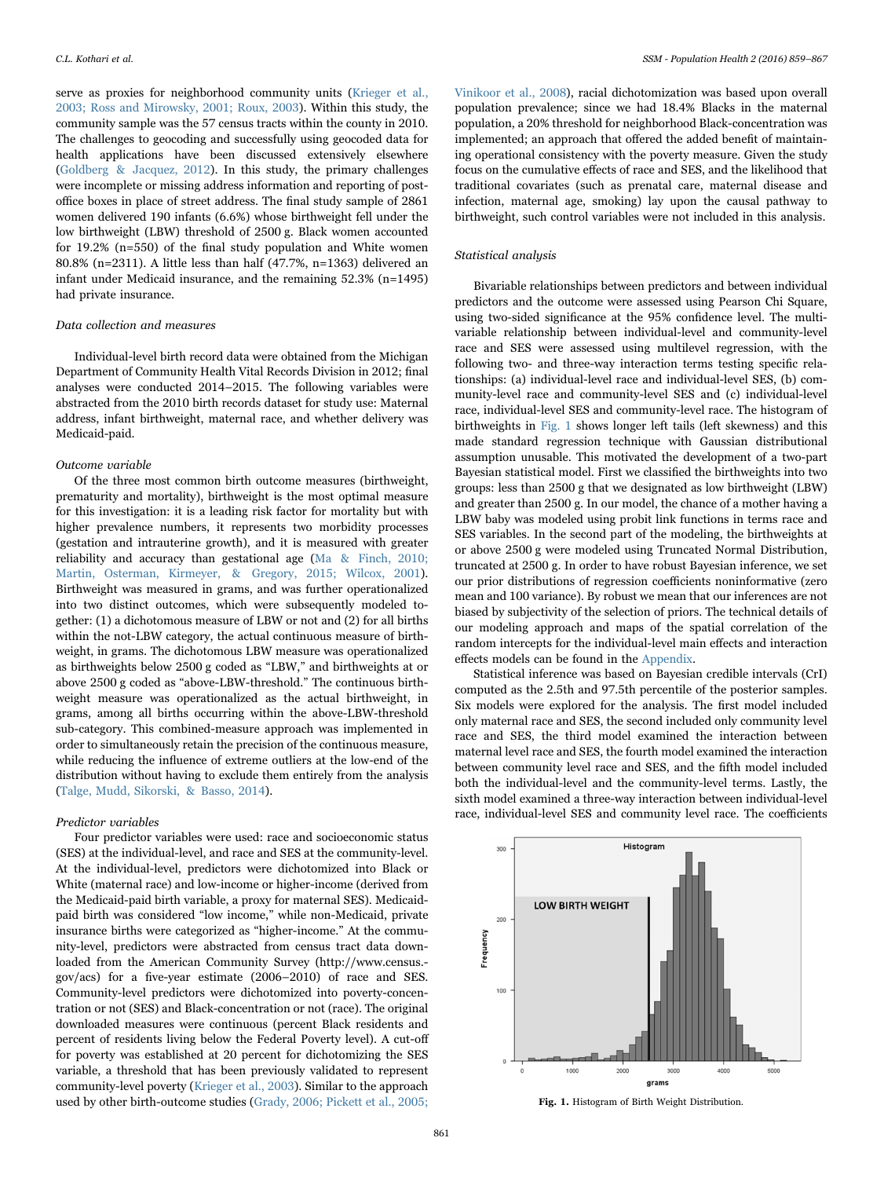serve as proxies for neighborhood community units (Krieger et al., 2003; Ross and Mirowsky, 2001; Roux, 2003). Within this study, the community sample was the 57 census tracts within the county in 2010. The challenges to geocoding and successfully using geocoded data for health applications have been discussed extensively elsewhere (Goldberg & Jacquez, 2012). In this study, the primary challenges were incomplete or missing address information and reporting of post-office boxes in place of street address. The final study sample of 2861 women delivered 190 infants (6.6%) whose birthweight fell under the low birthweight (LBW) threshold of 2500 g. Black women accounted for 19.2% (n=550) of the final study population and White women 80.8% (n=2311). A little less than half (47.7%, n=1363) delivered an infant under Medicaid insurance, and the remaining 52.3% (n=1495) had private insurance.

### Data collection and measures

Individual-level birth record data were obtained from the Michigan Department of Community Health Vital Records Division in 2012; final analyses were conducted 2014–2015. The following variables were abstracted from the 2010 birth records dataset for study use: Maternal address, infant birthweight, maternal race, and whether delivery was Medicaid-paid.

### Outcome variable

Of the three most common birth outcome measures (birthweight, prematurity and mortality), birthweight is the most optimal measure for this investigation: it is a leading risk factor for mortality but with higher prevalence numbers, it represents two morbidity processes (gestation and intrauterine growth), and it is measured with greater reliability and accuracy than gestational age (Ma & Finch, 2010; Martin, Osterman, Kirmeyer, & Gregory, 2015; Wilcox, 2001). Birthweight was measured in grams, and was further operationalized into two distinct outcomes, which were subsequently modeled together: (1) a dichotomous measure of LBW or not and (2) for all births within the not-LBW category, the actual continuous measure of birthweight, in grams. The dichotomous LBW measure was operationalized as birthweights below 2500 g coded as "LBW," and birthweights at or above 2500 g coded as "above-LBW-threshold." The continuous birthweight measure was operationalized as the actual birthweight, in grams, among all births occurring within the above-LBW-threshold sub-category. This combined-measure approach was implemented in order to simultaneously retain the precision of the continuous measure, while reducing the influence of extreme outliers at the low-end of the distribution without having to exclude them entirely from the analysis (Talge, Mudd, Sikorski, & Basso, 2014).

### Predictor variables

Four predictor variables were used: race and socioeconomic status (SES) at the individual-level, and race and SES at the community-level. At the individual-level, predictors were dichotomized into Black or White (maternal race) and low-income or higher-income (derived from the Medicaid-paid birth variable, a proxy for maternal SES). Medicaid-paid birth was considered "low income," while non-Medicaid, private insurance births were categorized as "higher-income." At the community-level, predictors were abstracted from census tract data downloaded from the American Community Survey (http://www.census.gov/acs) for a five-year estimate (2006–2010) of race and SES. Community-level predictors were dichotomized into poverty-concentration or not (SES) and Black-concentration or not (race). The original downloaded measures were continuous (percent Black residents and percent of residents living below the Federal Poverty level). A cut-off for poverty was established at 20 percent for dichotomizing the SES variable, a threshold that has been previously validated to represent community-level poverty (Krieger et al., 2003). Similar to the approach used by other birth-outcome studies (Grady, 2006; Pickett et al., 2005; Vinikoor et al., 2008), racial dichotomization was based upon overall population prevalence; since we had 18.4% Blacks in the maternal population, a 20% threshold for neighborhood Black-concentration was implemented; an approach that offered the added benefit of maintaining operational consistency with the poverty measure. Given the study focus on the cumulative effects of race and SES, and the likelihood that traditional covariates (such as prenatal care, maternal disease and infection, maternal age, smoking) lay upon the causal pathway to birthweight, such control variables were not included in this analysis.

### Statistical analysis

Bivariable relationships between predictors and between individual predictors and the outcome were assessed using Pearson Chi Square, using two-sided significance at the 95% confidence level. The multivariable relationship between individual-level and community-level race and SES were assessed using multilevel regression, with the following two- and three-way interaction terms testing specific relationships: (a) individual-level race and individual-level SES, (b) community-level race and community-level SES and (c) individual-level race, individual-level SES and community-level race. The histogram of birthweights in Fig. 1 shows longer left tails (left skewness) and this made standard regression technique with Gaussian distributional assumption unusable. This motivated the development of a two-part Bayesian statistical model. First we classified the birthweights into two groups: less than 2500 g that we designated as low birthweight (LBW) and greater than 2500 g. In our model, the chance of a mother having a LBW baby was modeled using probit link functions in terms race and SES variables. In the second part of the modeling, the birthweights at or above 2500 g were modeled using Truncated Normal Distribution, truncated at 2500 g. In order to have robust Bayesian inference, we set our prior distributions of regression coefficients noninformative (zero mean and 100 variance). By robust we mean that our inferences are not biased by subjectivity of the selection of priors. The technical details of our modeling approach and maps of the spatial correlation of the random intercepts for the individual-level main effects and interaction effects models can be found in the Appendix.

Statistical inference was based on Bayesian credible intervals (CrI) computed as the 2.5th and 97.5th percentile of the posterior samples. Six models were explored for the analysis. The first model included only maternal race and SES, the second included only community level race and SES, the third model examined the interaction between maternal level race and SES, the fourth model examined the interaction between community level race and SES, and the fifth model included both the individual-level and the community-level terms. Lastly, the sixth model examined a three-way interaction between individual-level race, individual-level SES and community level race. The coefficients

**Fig. 1.** Histogram of Birth Weight Distribution.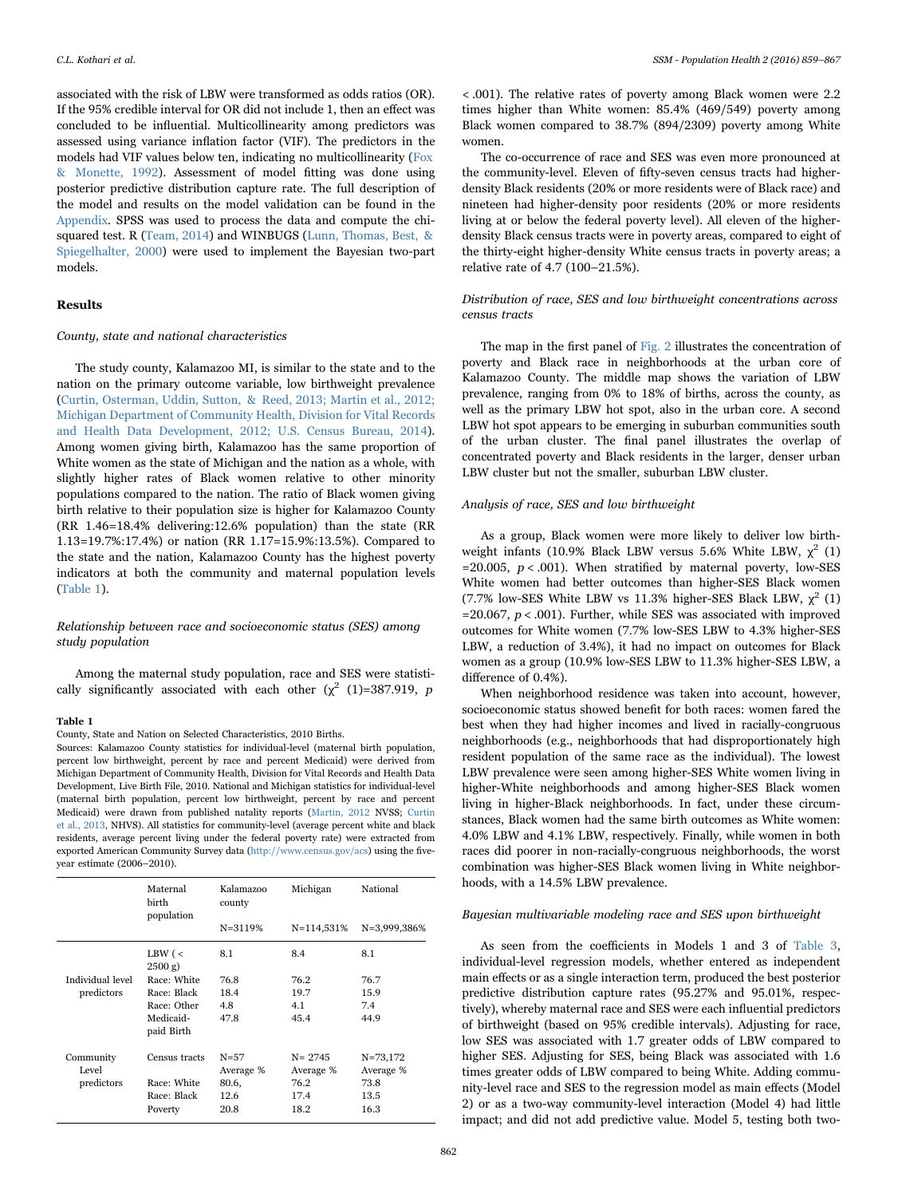associated with the risk of LBW were transformed as odds ratios (OR). If the 95% credible interval for OR did not include 1, then an effect was concluded to be influential. Multicollinearity among predictors was assessed using variance inflation factor (VIF). The predictors in the models had VIF values below ten, indicating no multicollinearity (Fox & Monette, 1992). Assessment of model fitting was done using posterior predictive distribution capture rate. The full description of the model and results on the model validation can be found in the Appendix. SPSS was used to process the data and compute the chi-squared test. R (Team, 2014) and WINBUGS (Lunn, Thomas, Best, & Spiegelhalter, 2000) were used to implement the Bayesian two-part models.

## Results

### *County, state and national characteristics*

The study county, Kalamazoo MI, is similar to the state and to the nation on the primary outcome variable, low birthweight prevalence (Curtin, Osterman, Uddin, Sutton, & Reed, 2013; Martin et al., 2012; Michigan Department of Community Health, Division for Vital Records and Health Data Development, 2012; U.S. Census Bureau, 2014). Among women giving birth, Kalamazoo has the same proportion of White women as the state of Michigan and the nation as a whole, with slightly higher rates of Black women relative to other minority populations compared to the nation. The ratio of Black women giving birth relative to their population size is higher for Kalamazoo County (RR 1.46=18.4% delivering:12.6% population) than the state (RR 1.13=19.7%:17.4%) or nation (RR 1.17=15.9%:13.5%). Compared to the state and the nation, Kalamazoo County has the highest poverty indicators at both the community and maternal population levels (Table 1).

### *Relationship between race and socioeconomic status (SES) among study population*

Among the maternal study population, race and SES were statistically significantly associated with each other ($\chi^2$ (1)=387.919, $p$ < .001). The relative rates of poverty among Black women were 2.2 times higher than White women: 85.4% (469/549) poverty among Black women compared to 38.7% (894/2309) poverty among White women.

The co-occurrence of race and SES was even more pronounced at the community-level. Eleven of fifty-seven census tracts had higher-density Black residents (20% or more residents were of Black race) and nineteen had higher-density poor residents (20% or more residents living at or below the federal poverty level). All eleven of the higher-density Black census tracts were in poverty areas, compared to eight of the thirty-eight higher-density White census tracts in poverty areas; a relative rate of 4.7 (100–21.5%).

**Table 1**
County, State and Nation on Selected Characteristics, 2010 Births.
Sources: Kalamazoo County statistics for individual-level (maternal birth population, percent low birthweight, percent by race and percent Medicaid) were derived from Michigan Department of Community Health, Division for Vital Records and Health Data Development, Live Birth File, 2010. National and Michigan statistics for individual-level (maternal birth population, percent low birthweight, percent by race and percent Medicaid) were drawn from published natality reports (Martin, 2012 NVSS; Curtin et al., 2013, NHVS). All statistics for community-level (average percent white and black residents, average percent living under the federal poverty rate) were extracted from exported American Community Survey data (http://www.census.gov/acs) using the five-year estimate (2006–2010).

| | Maternal birth population | Kalamazoo county | Michigan | National |
|---|---|---|---|---|
| | | N=3119% | N=114,531% | N=3,999,386% |
| | LBW (< 2500 g) | 8.1 | 8.4 | 8.1 |
| Individual level predictors | Race: White | 76.8 | 76.2 | 76.7 |
| | Race: Black | 18.4 | 19.7 | 15.9 |
| | Race: Other | 4.8 | 4.1 | 7.4 |
| | Medicaid-paid Birth | 47.8 | 45.4 | 44.9 |
| Community Level predictors | Census tracts | N=57 Average % | N= 2745 Average % | N=73,172 Average % |
| | Race: White | 80.6, | 76.2 | 73.8 |
| | Race: Black | 12.6 | 17.4 | 13.5 |
| | Poverty | 20.8 | 18.2 | 16.3 |

### *Distribution of race, SES and low birthweight concentrations across census tracts*

The map in the first panel of Fig. 2 illustrates the concentration of poverty and Black race in neighborhoods at the urban core of Kalamazoo County. The middle map shows the variation of LBW prevalence, ranging from 0% to 18% of births, across the county, as well as the primary LBW hot spot, also in the urban core. A second LBW hot spot appears to be emerging in suburban communities south of the urban cluster. The final panel illustrates the overlap of concentrated poverty and Black residents in the larger, denser urban LBW cluster but not the smaller, suburban LBW cluster.

### *Analysis of race, SES and low birthweight*

As a group, Black women were more likely to deliver low birthweight infants (10.9% Black LBW versus 5.6% White LBW, $\chi^2$ (1) =20.005, $p$ < .001). When stratified by maternal poverty, low-SES White women had better outcomes than higher-SES Black women (7.7% low-SES White LBW vs 11.3% higher-SES Black LBW, $\chi^2$ (1) =20.067, $p$ < .001). Further, while SES was associated with improved outcomes for White women (7.7% low-SES LBW to 4.3% higher-SES LBW, a reduction of 3.4%), it had no impact on outcomes for Black women as a group (10.9% low-SES LBW to 11.3% higher-SES LBW, a difference of 0.4%).

When neighborhood residence was taken into account, however, socioeconomic status showed benefit for both races: women fared the best when they had higher incomes and lived in racially-congruous neighborhoods (e.g., neighborhoods that had disproportionately high resident population of the same race as the individual). The lowest LBW prevalence were seen among higher-SES White women living in higher-White neighborhoods and among higher-SES Black women living in higher-Black neighborhoods. In fact, under these circumstances, Black women had the same birth outcomes as White women: 4.0% LBW and 4.1% LBW, respectively. Finally, while women in both races did poorer in non-racially-congruous neighborhoods, the worst combination was higher-SES Black women living in White neighborhoods, with a 14.5% LBW prevalence.

### *Bayesian multivariable modeling race and SES upon birthweight*

As seen from the coefficients in Models 1 and 3 of Table 3, individual-level regression models, whether entered as independent main effects or as a single interaction term, produced the best posterior predictive distribution capture rates (95.27% and 95.01%, respectively), whereby maternal race and SES were each influential predictors of birthweight (based on 95% credible intervals). Adjusting for race, low SES was associated with 1.7 greater odds of LBW compared to higher SES. Adjusting for SES, being Black was associated with 1.6 times greater odds of LBW compared to being White. Adding community-level race and SES to the regression model as main effects (Model 2) or as a two-way community-level interaction (Model 4) had little impact; and did not add predictive value. Model 5, testing both two-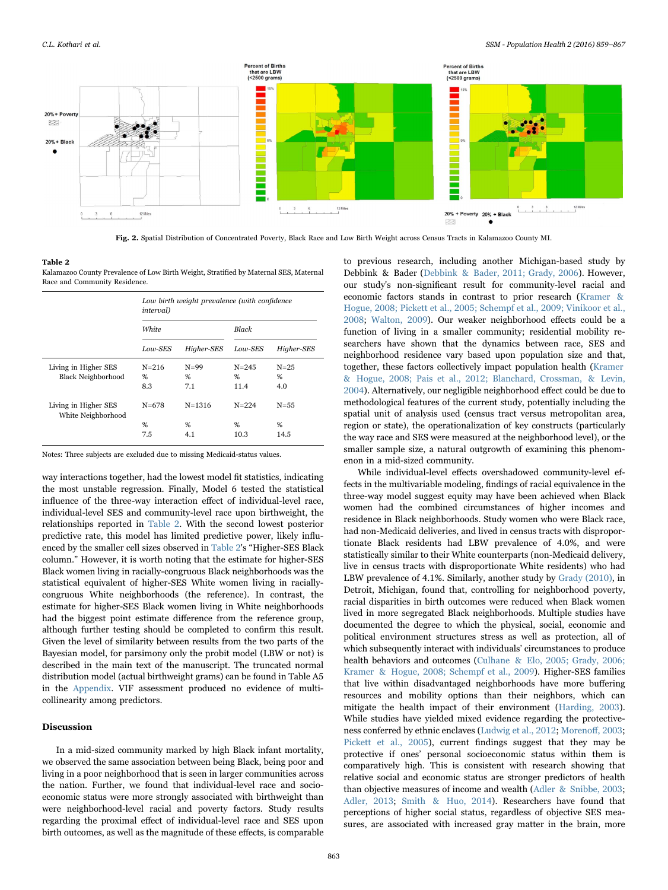Fig. 2. Spatial Distribution of Concentrated Poverty, Black Race and Low Birth Weight across Census Tracts in Kalamazoo County MI.

**Table 2**
Kalamazoo County Prevalence of Low Birth Weight, Stratified by Maternal SES, Maternal Race and Community Residence.

| | *Low birth weight prevalence (with confidence interval)* | | | |
|---|---|---|---|---|
| | *White* | | *Black* | |
| | *Low-SES* | *Higher-SES* | *Low-SES* | *Higher-SES* |
| Living in Higher SES Black Neighborhood | N=216<br>%<br>8.3 | N=99<br>%<br>7.1 | N=245<br>%<br>11.4 | N=25<br>%<br>4.0 |
| Living in Higher SES White Neighborhood | N=678<br>%<br>7.5 | N=1316<br>%<br>4.1 | N=224<br>%<br>10.3 | N=55<br>%<br>14.5 |

Notes: Three subjects are excluded due to missing Medicaid-status values.

way interactions together, had the lowest model fit statistics, indicating the most unstable regression. Finally, Model 6 tested the statistical influence of the three-way interaction effect of individual-level race, individual-level SES and community-level race upon birthweight, the relationships reported in Table 2. With the second lowest posterior predictive rate, this model has limited predictive power, likely influenced by the smaller cell sizes observed in Table 2's "Higher-SES Black column." However, it is worth noting that the estimate for higher-SES Black women living in racially-congruous Black neighborhoods was the statistical equivalent of higher-SES White women living in racially-congruous White neighborhoods (the reference). In contrast, the estimate for higher-SES Black women living in White neighborhoods had the biggest point estimate difference from the reference group, although further testing should be completed to confirm this result. Given the level of similarity between results from the two parts of the Bayesian model, for parsimony only the probit model (LBW or not) is described in the main text of the manuscript. The truncated normal distribution model (actual birthweight grams) can be found in Table A5 in the Appendix. VIF assessment produced no evidence of multicollinearity among predictors.

## Discussion

In a mid-sized community marked by high Black infant mortality, we observed the same association between being Black, being poor and living in a poor neighborhood that is seen in larger communities across the nation. Further, we found that individual-level race and socioeconomic status were more strongly associated with birthweight than were neighborhood-level racial and poverty factors. Study results regarding the proximal effect of individual-level race and SES upon birth outcomes, as well as the magnitude of these effects, is comparable to previous research, including another Michigan-based study by Debbink & Bader (Debbink & Bader, 2011; Grady, 2006). However, our study's non-significant result for community-level racial and economic factors stands in contrast to prior research (Kramer & Hogue, 2008; Pickett et al., 2005; Schempf et al., 2009; Vinikoor et al., 2008; Walton, 2009). Our weaker neighborhood effects could be a function of living in a smaller community; residential mobility researchers have shown that the dynamics between race, SES and neighborhood residence vary based upon population size and that, together, these factors collectively impact population health (Kramer & Hogue, 2008; Pais et al., 2012; Blanchard, Crossman, & Levin, 2004). Alternatively, our negligible neighborhood effect could be due to methodological features of the current study, potentially including the spatial unit of analysis used (census tract versus metropolitan area, region or state), the operationalization of key constructs (particularly the way race and SES were measured at the neighborhood level), or the smaller sample size, a natural outgrowth of examining this phenomenon in a mid-sized community.

While individual-level effects overshadowed community-level effects in the multivariable modeling, findings of racial equivalence in the three-way model suggest equity may have been achieved when Black women had the combined circumstances of higher incomes and residence in Black neighborhoods. Study women who were Black race, had non-Medicaid deliveries, and lived in census tracts with disproportionate Black residents had LBW prevalence of 4.0%, and were statistically similar to their White counterparts (non-Medicaid delivery, live in census tracts with disproportionate White residents) who had LBW prevalence of 4.1%. Similarly, another study by Grady (2010), in Detroit, Michigan, found that, controlling for neighborhood poverty, racial disparities in birth outcomes were reduced when Black women lived in more segregated Black neighborhoods. Multiple studies have documented the degree to which the physical, social, economic and political environment structures stress as well as protection, all of which subsequently interact with individuals' circumstances to produce health behaviors and outcomes (Culhane & Elo, 2005; Grady, 2006; Kramer & Hogue, 2008; Schempf et al., 2009). Higher-SES families that live within disadvantaged neighborhoods have more buffering resources and mobility options than their neighbors, which can mitigate the health impact of their environment (Harding, 2003). While studies have yielded mixed evidence regarding the protectiveness conferred by ethnic enclaves (Ludwig et al., 2012; Morenoff, 2003; Pickett et al., 2005), current findings suggest that they may be protective if ones' personal socioeconomic status within them is comparatively high. This is consistent with research showing that relative social and economic status are stronger predictors of health than objective measures of income and wealth (Adler & Snibbe, 2003; Adler, 2013; Smith & Huo, 2014). Researchers have found that perceptions of higher social status, regardless of objective SES measures, are associated with increased gray matter in the brain, more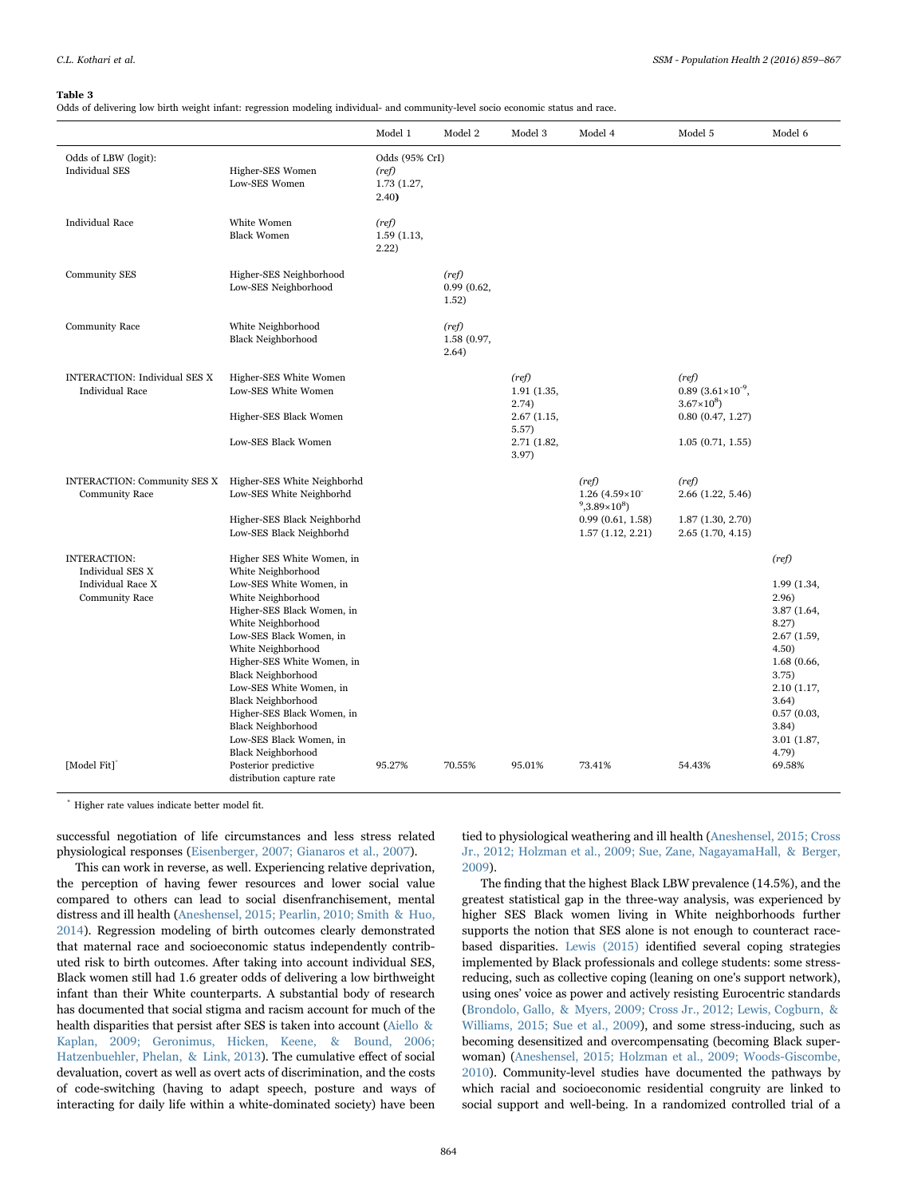**Table 3**
Odds of delivering low birth weight infant: regression modeling individual- and community-level socio economic status and race.

| | | Model 1 | Model 2 | Model 3 | Model 4 | Model 5 | Model 6 |
|---|---|---|---|---|---|---|---|
| Odds of LBW (logit): | | Odds (95% CrI) | | | | | |
| Individual SES | Higher-SES Women | *(ref)* | | | | | |
| | Low-SES Women | 1.73 (1.27, 2.40) | | | | | |
| Individual Race | White Women | *(ref)* | | | | | |
| | Black Women | 1.59 (1.13, 2.22) | | | | | |
| Community SES | Higher-SES Neighborhood | | *(ref)* | | | | |
| | Low-SES Neighborhood | | 0.99 (0.62, 1.52) | | | | |
| Community Race | White Neighborhood | | *(ref)* | | | | |
| | Black Neighborhood | | 1.58 (0.97, 2.64) | | | | |
| INTERACTION: Individual SES X Individual Race | Higher-SES White Women | | | *(ref)* | | *(ref)* | |
| | Low-SES White Women | | | 1.91 (1.35, 2.74) | | 0.89 ($3.61\times10^{-9}$, $3.67\times10^{8}$) | |
| | Higher-SES Black Women | | | 2.67 (1.15, 5.57) | | 0.80 (0.47, 1.27) | |
| | Low-SES Black Women | | | 2.71 (1.82, 3.97) | | 1.05 (0.71, 1.55) | |
| INTERACTION: Community SES X Community Race | Higher-SES White Neighborhd | | | | *(ref)* | *(ref)* | |
| | Low-SES White Neighborhd | | | | 1.26 ($4.59\times10^{-9}$, $3.89\times10^{8}$) | 2.66 (1.22, 5.46) | |
| | Higher-SES Black Neighborhd | | | | 0.99 (0.61, 1.58) | 1.87 (1.30, 2.70) | |
| | Low-SES Black Neighborhd | | | | 1.57 (1.12, 2.21) | 2.65 (1.70, 4.15) | |
| INTERACTION: Individual SES X Individual Race X Community Race | Higher SES White Women, in White Neighborhood | | | | | | *(ref)* |
| | Low-SES White Women, in White Neighborhood | | | | | | 1.99 (1.34, 2.96) |
| | Higher-SES Black Women, in White Neighborhood | | | | | | 3.87 (1.64, 8.27) |
| | Low-SES Black Women, in White Neighborhood | | | | | | 2.67 (1.59, 4.50) |
| | Higher-SES White Women, in Black Neighborhood | | | | | | 1.68 (0.66, 3.75) |
| | Low-SES White Women, in Black Neighborhood | | | | | | 2.10 (1.17, 3.64) |
| | Higher-SES Black Women, in Black Neighborhood | | | | | | 0.57 (0.03, 3.84) |
| | Low-SES Black Women, in Black Neighborhood | | | | | | 3.01 (1.87, 4.79) |
| [Model Fit]* | Posterior predictive distribution capture rate | 95.27% | 70.55% | 95.01% | 73.41% | 54.43% | 69.58% |

* Higher rate values indicate better model fit.

successful negotiation of life circumstances and less stress related physiological responses (Eisenberger, 2007; Gianaros et al., 2007).

This can work in reverse, as well. Experiencing relative deprivation, the perception of having fewer resources and lower social value compared to others can lead to social disenfranchisement, mental distress and ill health (Aneshensel, 2015; Pearlin, 2010; Smith & Huo, 2014). Regression modeling of birth outcomes clearly demonstrated that maternal race and socioeconomic status independently contributed risk to birth outcomes. After taking into account individual SES, Black women still had 1.6 greater odds of delivering a low birthweight infant than their White counterparts. A substantial body of research has documented that social stigma and racism account for much of the health disparities that persist after SES is taken into account (Aiello & Kaplan, 2009; Geronimus, Hicken, Keene, & Bound, 2006; Hatzenbuehler, Phelan, & Link, 2013). The cumulative effect of social devaluation, covert as well as overt acts of discrimination, and the costs of code-switching (having to adapt speech, posture and ways of interacting for daily life within a white-dominated society) have been tied to physiological weathering and ill health (Aneshensel, 2015; Cross Jr., 2012; Holzman et al., 2009; Sue, Zane, NagayamaHall, & Berger, 2009).

The finding that the highest Black LBW prevalence (14.5%), and the greatest statistical gap in the three-way analysis, was experienced by higher SES Black women living in White neighborhoods further supports the notion that SES alone is not enough to counteract race-based disparities. Lewis (2015) identified several coping strategies implemented by Black professionals and college students: some stress-reducing, such as collective coping (leaning on one's support network), using ones' voice as power and actively resisting Eurocentric standards (Brondolo, Gallo, & Myers, 2009; Cross Jr., 2012; Lewis, Cogburn, & Williams, 2015; Sue et al., 2009), and some stress-inducing, such as becoming desensitized and overcompensating (becoming Black superwoman) (Aneshensel, 2015; Holzman et al., 2009; Woods-Giscombe, 2010). Community-level studies have documented the pathways by which racial and socioeconomic residential congruity are linked to social support and well-being. In a randomized controlled trial of a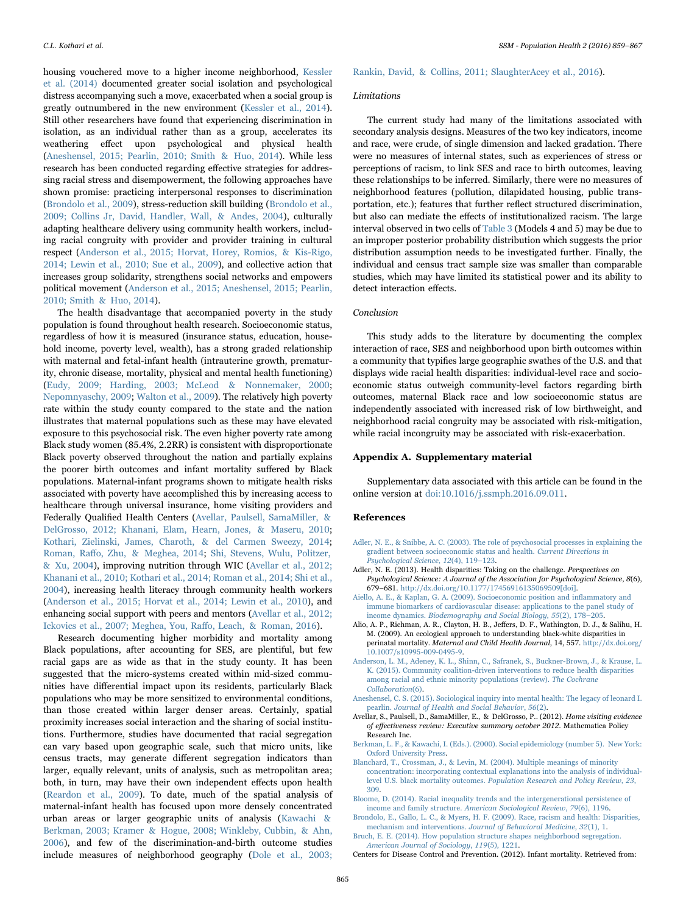housing vouchered move to a higher income neighborhood, Kessler et al. (2014) documented greater social isolation and psychological distress accompanying such a move, exacerbated when a social group is greatly outnumbered in the new environment (Kessler et al., 2014). Still other researchers have found that experiencing discrimination in isolation, as an individual rather than as a group, accelerates its weathering effect upon psychological and physical health (Aneshensel, 2015; Pearlin, 2010; Smith & Huo, 2014). While less research has been conducted regarding effective strategies for addressing racial stress and disempowerment, the following approaches have shown promise: practicing interpersonal responses to discrimination (Brondolo et al., 2009), stress-reduction skill building (Brondolo et al., 2009; Collins Jr, David, Handler, Wall, & Andes, 2004), culturally adapting healthcare delivery using community health workers, including racial congruity with provider and provider training in cultural respect (Anderson et al., 2015; Horvat, Horey, Romios, & Kis-Rigo, 2014; Lewin et al., 2010; Sue et al., 2009), and collective action that increases group solidarity, strengthens social networks and empowers political movement (Anderson et al., 2015; Aneshensel, 2015; Pearlin, 2010; Smith & Huo, 2014).

The health disadvantage that accompanied poverty in the study population is found throughout health research. Socioeconomic status, regardless of how it is measured (insurance status, education, household income, poverty level, wealth), has a strong graded relationship with maternal and fetal-infant health (intrauterine growth, prematurity, chronic disease, mortality, physical and mental health functioning) (Eudy, 2009; Harding, 2003; McLeod & Nonnemaker, 2000; Nepomnyaschy, 2009; Walton et al., 2009). The relatively high poverty rate within the study county compared to the state and the nation illustrates that maternal populations such as these may have elevated exposure to this psychosocial risk. The even higher poverty rate among Black study women (85.4%, 2.2RR) is consistent with disproportionate Black poverty observed throughout the nation and partially explains the poorer birth outcomes and infant mortality suffered by Black populations. Maternal-infant programs shown to mitigate health risks associated with poverty have accomplished this by increasing access to healthcare through universal insurance, home visiting providers and Federally Qualified Health Centers (Avellar, Paulsell, SamaMiller, & DelGrosso, 2012; Khanani, Elam, Hearn, Jones, & Maseru, 2010; Kothari, Zielinski, James, Charoth, & del Carmen Sweezy, 2014; Roman, Raffo, Zhu, & Meghea, 2014; Shi, Stevens, Wulu, Politzer, & Xu, 2004), improving nutrition through WIC (Avellar et al., 2012; Khanani et al., 2010; Kothari et al., 2014; Roman et al., 2014; Shi et al., 2004), increasing health literacy through community health workers (Anderson et al., 2015; Horvat et al., 2014; Lewin et al., 2010), and enhancing social support with peers and mentors (Avellar et al., 2012; Ickovics et al., 2007; Meghea, You, Raffo, Leach, & Roman, 2016).

Research documenting higher morbidity and mortality among Black populations, after accounting for SES, are plentiful, but few racial gaps are as wide as that in the study county. It has been suggested that the micro-systems created within mid-sized communities have differential impact upon its residents, particularly Black populations who may be more sensitized to environmental conditions, than those created within larger denser areas. Certainly, spatial proximity increases social interaction and the sharing of social institutions. Furthermore, studies have documented that racial segregation can vary based upon geographic scale, such that micro units, like census tracts, may generate different segregation indicators than larger, equally relevant, units of analysis, such as metropolitan area; both, in turn, may have their own independent effects upon health (Reardon et al., 2009). To date, much of the spatial analysis of maternal-infant health has focused upon more densely concentrated urban areas or larger geographic units of analysis (Kawachi & Berkman, 2003; Kramer & Hogue, 2008; Winkleby, Cubbin, & Ahn, 2006), and few of the discrimination-and-birth outcome studies include measures of neighborhood geography (Dole et al., 2003; Rankin, David, & Collins, 2011; SlaughterAcey et al., 2016).

### Limitations

The current study had many of the limitations associated with secondary analysis designs. Measures of the two key indicators, income and race, were crude, of single dimension and lacked gradation. There were no measures of internal states, such as experiences of stress or perceptions of racism, to link SES and race to birth outcomes, leaving these relationships to be inferred. Similarly, there were no measures of neighborhood features (pollution, dilapidated housing, public transportation, etc.); features that further reflect structured discrimination, but also can mediate the effects of institutionalized racism. The large interval observed in two cells of Table 3 (Models 4 and 5) may be due to an improper posterior probability distribution which suggests the prior distribution assumption needs to be investigated further. Finally, the individual and census tract sample size was smaller than comparable studies, which may have limited its statistical power and its ability to detect interaction effects.

### Conclusion

This study adds to the literature by documenting the complex interaction of race, SES and neighborhood upon birth outcomes within a community that typifies large geographic swathes of the U.S. and that displays wide racial health disparities: individual-level race and socioeconomic status outweigh community-level factors regarding birth outcomes, maternal Black race and low socioeconomic status are independently associated with increased risk of low birthweight, and neighborhood racial congruity may be associated with risk-mitigation, while racial incongruity may be associated with risk-exacerbation.

## Appendix A. Supplementary material

Supplementary data associated with this article can be found in the online version at doi:10.1016/j.ssmph.2016.09.011.

## References

Adler, N. E., & Snibbe, A. C. (2003). The role of psychosocial processes in explaining the gradient between socioeconomic status and health. *Current Directions in Psychological Science*, *12*(4), 119–123.

Adler, N. E. (2013). Health disparities: Taking on the challenge. *Perspectives on Psychological Science: A Journal of the Association for Psychological Science*, *8*(6), 679–681. http://dx.doi.org/10.1177/1745691613506909[doi].

Aiello, A. E., & Kaplan, G. A. (2009). Socioeconomic position and inflammatory and immune biomarkers of cardiovascular disease: applications to the panel study of income dynamics. *Biodemography and Social Biology*, *55*(2), 178–205.

Alio, A. P., Richman, A. R., Clayton, H. B., Jeffers, D. F., Wathington, D. J., & Salihu, H. M. (2009). An ecological approach to understanding black-white disparities in perinatal mortality. *Maternal and Child Health Journal*, 14, 557. http://dx.doi.org/10.1007/s10995-009-0495-9.

Anderson, L. M., Adeney, K. L., Shinn, C., Safranek, S., Buckner-Brown, J., & Krause, L. K. (2015). Community coalition-driven interventions to reduce health disparities among racial and ethnic minority populations (review). *The Cochrane Collaboration*(6).

Aneshensel, C. S. (2015). Sociological inquiry into mental health: The legacy of leonard I. pearlin. *Journal of Health and Social Behavior*, *56*(2).

Avellar, S., Paulsell, D., SamaMiller, E., & DelGrosso, P.. (2012). *Home visiting evidence of effectiveness review: Executive summary october 2012*. Mathematica Policy Research Inc.

Berkman, L. F., & Kawachi, I. (Eds.). (2000). Social epidemiology (number 5). New York: Oxford University Press.

Blanchard, T., Crossman, J., & Levin, M. (2004). Multiple meanings of minority concentration: incorporating contextual explanations into the analysis of individual-level U.S. black mortality outcomes. *Population Research and Policy Review*, *23*, 309.

Bloome, D. (2014). Racial inequality trends and the intergenerational persistence of income and family structure. *American Sociological Review*, *79*(6), 1196.

Brondolo, E., Gallo, L. C., & Myers, H. F. (2009). Race, racism and health: Disparities, mechanism and interventions. *Journal of Behavioral Medicine*, *32*(1), 1.

Bruch, E. E. (2014). How population structure shapes neighborhood segregation. *American Journal of Sociology*, *119*(5), 1221.

Centers for Disease Control and Prevention. (2012). Infant mortality. Retrieved from: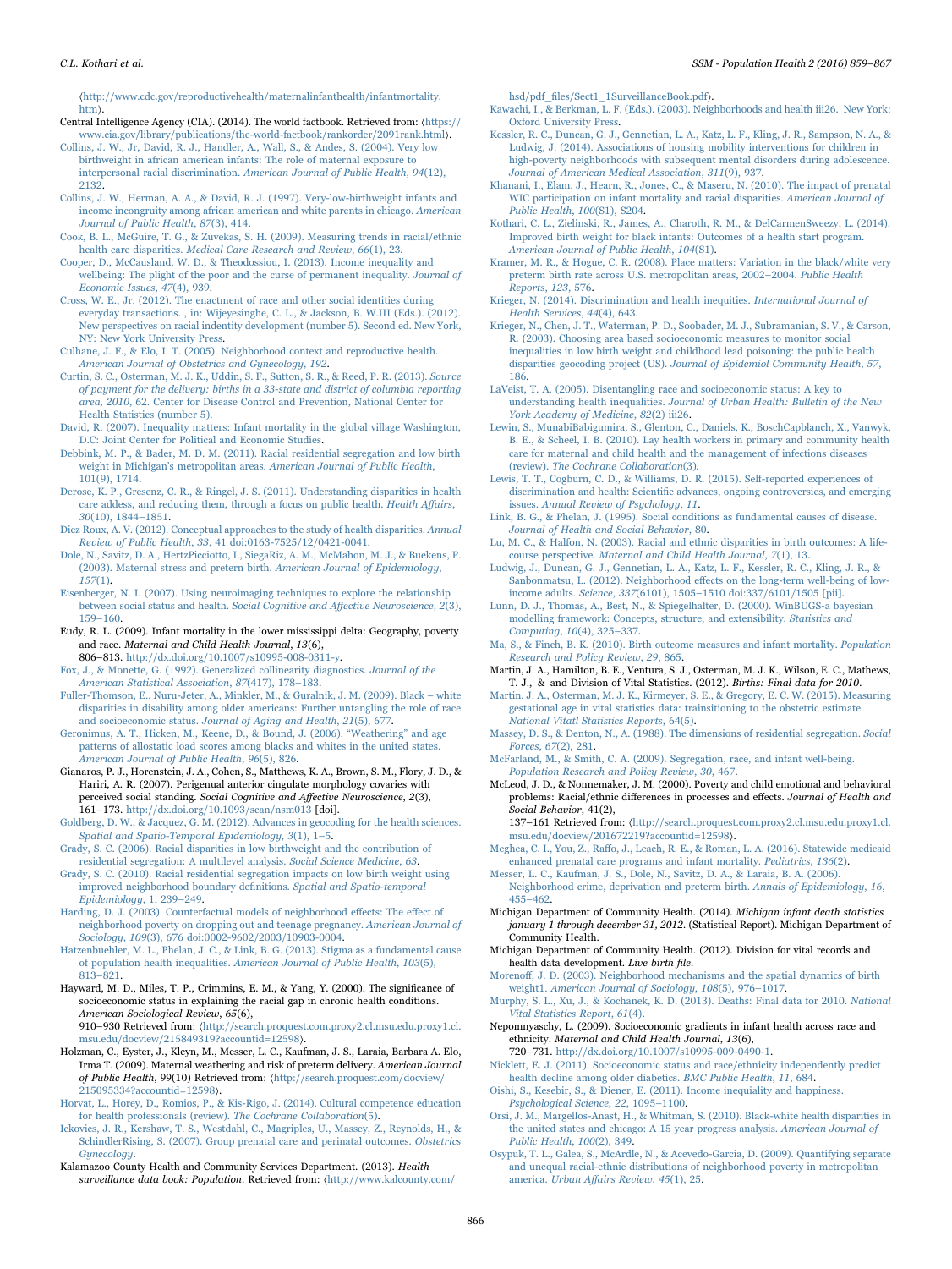⟨http://www.cdc.gov/reproductivehealth/maternalinfanthealth/infantmortality.htm⟩.

Central Intelligence Agency (CIA). (2014). The world factbook. Retrieved from: ⟨https://www.cia.gov/library/publications/the-world-factbook/rankorder/2091rank.html⟩.

Collins, J. W., Jr, David, R. J., Handler, A., Wall, S., & Andes, S. (2004). Very low birthweight in african american infants: The role of maternal exposure to interpersonal racial discrimination. *American Journal of Public Health*, *94*(12), 2132.

Collins, J. W., Herman, A. A., & David, R. J. (1997). Very-low-birthweight infants and income incongruity among african american and white parents in chicago. *American Journal of Public Health*, *87*(3), 414.

Cook, B. L., McGuire, T. G., & Zuvekas, S. H. (2009). Measuring trends in racial/ethnic health care disparities. *Medical Care Research and Review*, *66*(1), 23.

Cooper, D., McCausland, W. D., & Theodossiou, I. (2013). Income inequality and wellbeing: The plight of the poor and the curse of permanent inequality. *Journal of Economic Issues*, *47*(4), 939.

Cross, W. E., Jr. (2012). The enactment of race and other social identities during everyday transactions. , in: Wijeyesinghe, C. L., & Jackson, B. W.III (Eds.). (2012). New perspectives on racial indentity development (number 5). Second ed. New York, NY: New York University Press.

Culhane, J. F., & Elo, I. T. (2005). Neighborhood context and reproductive health. *American Journal of Obstetrics and Gynecology*, *192*.

Curtin, S. C., Osterman, M. J. K., Uddin, S. F., Sutton, S. R., & Reed, P. R. (2013). *Source of payment for the delivery: births in a 33-state and district of columbia reporting area, 2010*, 62. Center for Disease Control and Prevention, National Center for Health Statistics (number 5).

David, R. (2007). Inequality matters: Infant mortality in the global village Washington, D.C: Joint Center for Political and Economic Studies.

Debbink, M. P., & Bader, M. D. M. (2011). Racial residential segregation and low birth weight in Michigan's metropolitan areas. *American Journal of Public Health*, 101(9), 1714.

Derose, K. P., Gresenz, C. R., & Ringel, J. S. (2011). Understanding disparities in health care addess, and reducing them, through a focus on public health. *Health Affairs*, *30*(10), 1844–1851.

Diez Roux, A. V. (2012). Conceptual approaches to the study of health disparities. *Annual Review of Public Health*, *33*, 41 doi:0163-7525/12/0421-0041.

Dole, N., Savitz, D. A., HertzPicciotto, I., SiegaRiz, A. M., McMahon, M. J., & Buekens, P. (2003). Maternal stress and preterm birth. *American Journal of Epidemiology*, *157*(1).

Eisenberger, N. I. (2007). Using neuroimaging techniques to explore the relationship between social status and health. *Social Cognitive and Affective Neuroscience*, *2*(3), 159–160.

Eudy, R. L. (2009). Infant mortality in the lower mississippi delta: Geography, poverty and race. *Maternal and Child Health Journal*, *13*(6), 806–813. http://dx.doi.org/10.1007/s10995-008-0311-y.

Fox, J., & Monette, G. (1992). Generalized collinearity diagnostics. *Journal of the American Statistical Association*, *87*(417), 178–183.

Fuller-Thomson, E., Nuru-Jeter, A., Minkler, M., & Guralnik, J. M. (2009). Black – white disparities in disability among older americans: Further untangling the role of race and socioeconomic status. *Journal of Aging and Health*, *21*(5), 677.

Geronimus, A. T., Hicken, M., Keene, D., & Bound, J. (2006). "Weathering" and age patterns of allostatic load scores among blacks and whites in the united states. *American Journal of Public Health*, *96*(5), 826.

Gianaros, P. J., Horenstein, J. A., Cohen, S., Matthews, K. A., Brown, S. M., Flory, J. D., & Hariri, A. R. (2007). Perigenual anterior cingulate morphology covaries with perceived social standing. *Social Cognitive and Affective Neuroscience*, *2*(3), 161–173. http://dx.doi.org/10.1093/scan/nsm013 [doi].

Goldberg, D. W., & Jacquez, G. M. (2012). Advances in geocoding for the health sciences. *Spatial and Spatio-Temporal Epidemiology*, *3*(1), 1–5.

Grady, S. C. (2006). Racial disparities in low birthweight and the contribution of residential segregation: A multilevel analysis. *Social Science Medicine*, *63*.

Grady, S. C. (2010). Racial residential segregation impacts on low birth weight using improved neighborhood boundary definitions. *Spatial and Spatio-temporal Epidemiology*, 1, 239–249.

Harding, D. J. (2003). Counterfactual models of neighborhood effects: The effect of neighborhood poverty on dropping out and teenage pregnancy. *American Journal of Sociology*, *109*(3), 676 doi:0002-9602/2003/10903-0004.

Hatzenbuehler, M. L., Phelan, J. C., & Link, B. G. (2013). Stigma as a fundamental cause of population health inequalities. *American Journal of Public Health*, *103*(5), 813–821.

Hayward, M. D., Miles, T. P., Crimmins, E. M., & Yang, Y. (2000). The significance of socioeconomic status in explaining the racial gap in chronic health conditions. *American Sociological Review*, *65*(6), 910–930 Retrieved from: ⟨http://search.proquest.com.proxy2.cl.msu.edu.proxy1.cl.msu.edu/docview/215849319?accountid=12598⟩.

Holzman, C., Eyster, J., Kleyn, M., Messer, L. C., Kaufman, J. S., Laraia, Barbara A. Elo, Irma T. (2009). Maternal weathering and risk of preterm delivery. *American Journal of Public Health*, 99(10) Retrieved from: ⟨http://search.proquest.com/docview/215095334?accountid=12598⟩.

Horvat, L., Horey, D., Romios, P., & Kis-Rigo, J. (2014). Cultural competence education for health professionals (review). *The Cochrane Collaboration*(5).

Ickovics, J. R., Kershaw, T. S., Westdahl, C., Magriples, U., Massey, Z., Reynolds, H., & SchindlerRising, S. (2007). Group prenatal care and perinatal outcomes. *Obstetrics Gynecology*.

Kalamazoo County Health and Community Services Department. (2013). *Health surveillance data book: Population*. Retrieved from: ⟨http://www.kalcounty.com/hsd/pdf_files/Sect1_1SurveillanceBook.pdf⟩.

Kawachi, I., & Berkman, L. F. (Eds.). (2003). Neighborhoods and health iii26. New York: Oxford University Press.

Kessler, R. C., Duncan, G. J., Gennetian, L. A., Katz, L. F., Kling, J. R., Sampson, N. A., & Ludwig, J. (2014). Associations of housing mobility interventions for children in high-poverty neighborhoods with subsequent mental disorders during adolescence. *Journal of American Medical Association*, *311*(9), 937.

Khanani, I., Elam, J., Hearn, R., Jones, C., & Maseru, N. (2010). The impact of prenatal WIC participation on infant mortality and racial disparities. *American Journal of Public Health*, *100*(S1), S204.

Kothari, C. L., Zielinski, R., James, A., Charoth, R. M., & DelCarmenSweezy, L. (2014). Improved birth weight for black infants: Outcomes of a health start program. *American Journal of Public Health*, *104*(S1).

Kramer, M. R., & Hogue, C. R. (2008). Place matters: Variation in the black/white very preterm birth rate across U.S. metropolitan areas, 2002–2004. *Public Health Reports*, *123*, 576.

Krieger, N. (2014). Discrimination and health inequities. *International Journal of Health Services*, *44*(4), 643.

Krieger, N., Chen, J. T., Waterman, P. D., Soobader, M. J., Subramanian, S. V., & Carson, R. (2003). Choosing area based socioeconomic measures to monitor social inequalities in low birth weight and childhood lead poisoning: the public health disparities geocoding project (US). *Journal of Epidemiol Community Health*, *57*, 186.

LaVeist, T. A. (2005). Disentangling race and socioeconomic status: A key to understanding health inequalities. *Journal of Urban Health: Bulletin of the New York Academy of Medicine*, *82*(2) iii26.

Lewin, S., MunabiBabigumira, S., Glenton, C., Daniels, K., BoschCapblanch, X., Vanwyk, B. E., & Scheel, I. B. (2010). Lay health workers in primary and community health care for maternal and child health and the management of infections diseases (review). *The Cochrane Collaboration*(3).

Lewis, T. T., Cogburn, C. D., & Williams, D. R. (2015). Self-reported experiences of discrimination and health: Scientific advances, ongoing controversies, and emerging issues. *Annual Review of Psychology*, *11*.

Link, B. G., & Phelan, J. (1995). Social conditions as fundamental causes of disease. *Journal of Health and Social Behavior*, 80.

Lu, M. C., & Halfon, N. (2003). Racial and ethnic disparities in birth outcomes: A life-course perspective. *Maternal and Child Health Journal*, *7*(1), 13.

Ludwig, J., Duncan, G. J., Gennetian, L. A., Katz, L. F., Kessler, R. C., Kling, J. R., & Sanbonmatsu, L. (2012). Neighborhood effects on the long-term well-being of low-income adults. *Science*, *337*(6101), 1505–1510 doi:337/6101/1505 [pii].

Lunn, D. J., Thomas, A., Best, N., & Spiegelhalter, D. (2000). WinBUGS-a bayesian modelling framework: Concepts, structure, and extensibility. *Statistics and Computing*, *10*(4), 325–337.

Ma, S., & Finch, B. K. (2010). Birth outcome measures and infant mortality. *Population Research and Policy Review*, *29*, 865.

Martin, J. A., Hamilton, B. E., Ventura, S. J., Osterman, M. J. K., Wilson, E. C., Mathews, T. J., & and Division of Vital Statistics. (2012). *Births: Final data for 2010*.

Martin, J. A., Osterman, M. J. K., Kirmeyer, S. E., & Gregory, E. C. W. (2015). Measuring gestational age in vital statistics data: trainsitioning to the obstetric estimate. *National Vitatl Statistics Reports*, *64*(5).

Massey, D. S., & Denton, N., A. (1988). The dimensions of residential segregation. *Social Forces*, *67*(2), 281.

McFarland, M., & Smith, C. A. (2009). Segregation, race, and infant well-being. *Population Research and Policy Review*, *30*, 467.

McLeod, J. D., & Nonnemaker, J. M. (2000). Poverty and child emotional and behavioral problems: Racial/ethnic differences in processes and effects. *Journal of Health and Social Behavior*, 41(2), 137–161 Retrieved from: ⟨http://search.proquest.com.proxy2.cl.msu.edu.proxy1.cl.msu.edu/docview/201672219?accountid=12598⟩.

Meghea, C. I., You, Z., Raffo, J., Leach, R. E., & Roman, L. A. (2016). Statewide medicaid enhanced prenatal care programs and infant mortality. *Pediatrics*, *136*(2).

Messer, L. C., Kaufman, J. S., Dole, N., Savitz, D. A., & Laraia, B. A. (2006). Neighborhood crime, deprivation and preterm birth. *Annals of Epidemiology*, *16*, 455–462.

Michigan Department of Community Health. (2014). *Michigan infant death statistics january 1 through december 31, 2012*. (Statistical Report). Michigan Department of Community Health.

Michigan Department of Community Health. (2012). Division for vital records and health data development. *Live birth file*.

Morenoff, J. D. (2003). Neighborhood mechanisms and the spatial dynamics of birth weight1. *American Journal of Sociology*, *108*(5), 976–1017.

Murphy, S. L., Xu, J., & Kochanek, K. D. (2013). Deaths: Final data for 2010. *National Vital Statistics Report*, *61*(4).

Nepomnyaschy, L. (2009). Socioeconomic gradients in infant health across race and ethnicity. *Maternal and Child Health Journal*, *13*(6), 720–731. http://dx.doi.org/10.1007/s10995-009-0490-1.

Nicklett, E. J. (2011). Socioeconomic status and race/ethnicity independently predict health decline among older diabetics. *BMC Public Health*, *11*, 684.

Oishi, S., Kesebir, S., & Diener, E. (2011). Income inequality and happiness. *Psychological Science*, *22*, 1095–1100.

Orsi, J. M., Margellos-Anast, H., & Whitman, S. (2010). Black-white health disparities in the united states and chicago: A 15 year progress analysis. *American Journal of Public Health*, *100*(2), 349.

Osypuk, T. L., Galea, S., McArdle, N., & Acevedo-Garcia, D. (2009). Quantifying separate and unequal racial-ethnic distributions of neighborhood poverty in metropolitan america. *Urban Affairs Review*, *45*(1), 25.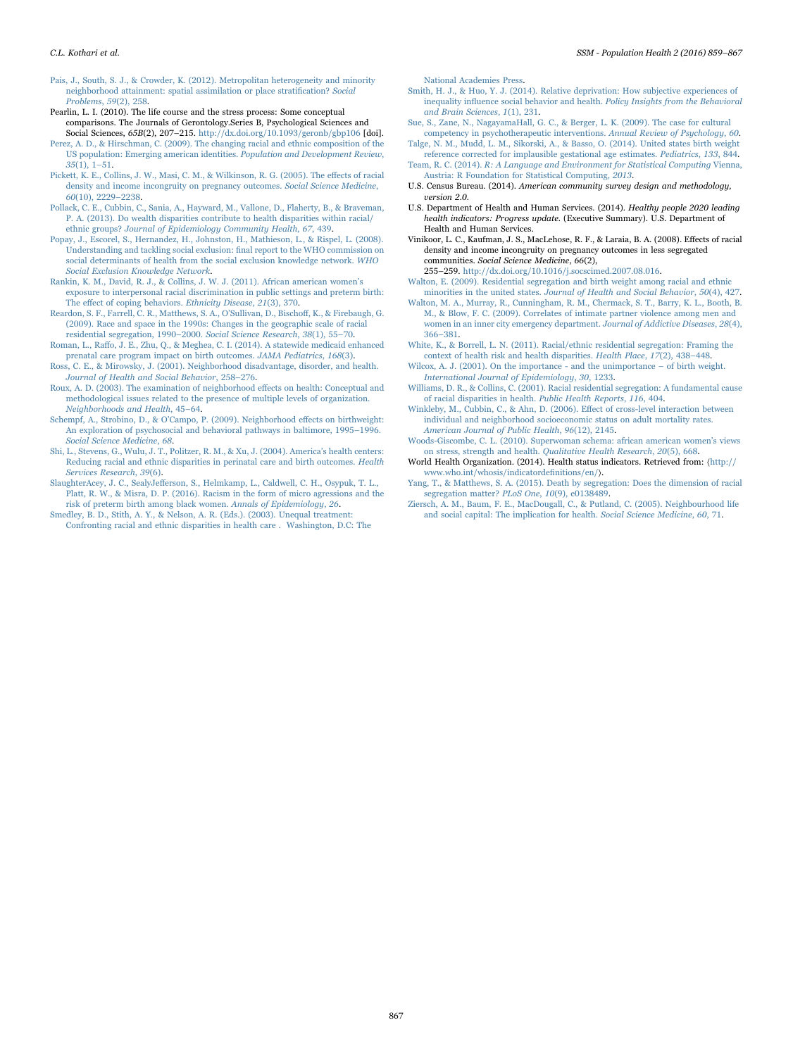Pais, J., South, S. J., & Crowder, K. (2012). Metropolitan heterogeneity and minority neighborhood attainment: spatial assimilation or place stratification? *Social Problems*, *59*(2), 258.

Pearlin, L. I. (2010). The life course and the stress process: Some conceptual comparisons. The Journals of Gerontology.Series B, Psychological Sciences and Social Sciences, *65B*(2), 207–215. http://dx.doi.org/10.1093/geronb/gbp106 [doi].

Perez, A. D., & Hirschman, C. (2009). The changing racial and ethnic composition of the US population: Emerging american identities. *Population and Development Review*, *35*(1), 1–51.

Pickett, K. E., Collins, J. W., Masi, C. M., & Wilkinson, R. G. (2005). The effects of racial density and income incongruity on pregnancy outcomes. *Social Science Medicine*, *60*(10), 2229–2238.

Pollack, C. E., Cubbin, C., Sania, A., Hayward, M., Vallone, D., Flaherty, B., & Braveman, P. A. (2013). Do wealth disparities contribute to health disparities within racial/ethnic groups? *Journal of Epidemiology Community Health*, *67*, 439.

Popay, J., Escorel, S., Hernandez, H., Johnston, H., Mathieson, L., & Rispel, L. (2008). Understanding and tackling social exclusion: final report to the WHO commission on social determinants of health from the social exclusion knowledge network. *WHO Social Exclusion Knowledge Network*.

Rankin, K. M., David, R. J., & Collins, J. W. J. (2011). African american women's exposure to interpersonal racial discrimination in public settings and preterm birth: The effect of coping behaviors. *Ethnicity Disease*, *21*(3), 370.

Reardon, S. F., Farrell, C. R., Matthews, S. A., O'Sullivan, D., Bischoff, K., & Firebaugh, G. (2009). Race and space in the 1990s: Changes in the geographic scale of racial residential segregation, 1990–2000. *Social Science Research*, *38*(1), 55–70.

Roman, L., Raffo, J. E., Zhu, Q., & Meghea, C. I. (2014). A statewide medicaid enhanced prenatal care program impact on birth outcomes. *JAMA Pediatrics*, *168*(3).

Ross, C. E., & Mirowsky, J. (2001). Neighborhood disadvantage, disorder, and health. *Journal of Health and Social Behavior*, 258–276.

Roux, A. D. (2003). The examination of neighborhood effects on health: Conceptual and methodological issues related to the presence of multiple levels of organization. *Neighborhoods and Health*, 45–64.

Schempf, A., Strobino, D., & O'Campo, P. (2009). Neighborhood effects on birthweight: An exploration of psychosocial and behavioral pathways in baltimore, 1995–1996. *Social Science Medicine*, *68*.

Shi, L., Stevens, G., Wulu, J. T., Politzer, R. M., & Xu, J. (2004). America's health centers: Reducing racial and ethnic disparities in perinatal care and birth outcomes. *Health Services Research*, *39*(6).

SlaughterAcey, J. C., SealyJefferson, S., Helmkamp, L., Caldwell, C. H., Osypuk, T. L., Platt, R. W., & Misra, D. P. (2016). Racism in the form of micro agressions and the risk of preterm birth among black women. *Annals of Epidemiology*, *26*.

Smedley, B. D., Stith, A. Y., & Nelson, A. R. (Eds.). (2003). Unequal treatment: Confronting racial and ethnic disparities in health care . Washington, D.C: The National Academies Press.

Smith, H. J., & Huo, Y. J. (2014). Relative deprivation: How subjective experiences of inequality influence social behavior and health. *Policy Insights from the Behavioral and Brain Sciences*, *1*(1), 231.

Sue, S., Zane, N., NagayamaHall, G. C., & Berger, L. K. (2009). The case for cultural competency in psychotherapeutic interventions. *Annual Review of Psychology*, *60*.

Talge, N. M., Mudd, L. M., Sikorski, A., & Basso, O. (2014). United states birth weight reference corrected for implausible gestational age estimates. *Pediatrics*, *133*, 844.

Team, R. C. (2014). *R: A Language and Environment for Statistical Computing* Vienna, Austria: R Foundation for Statistical Computing, *2013*.

U.S. Census Bureau. (2014). *American community survey design and methodology, version 2.0*.

U.S. Department of Health and Human Services. (2014). *Healthy people 2020 leading health indicators: Progress update*. (Executive Summary). U.S. Department of Health and Human Services.

Vinikoor, L. C., Kaufman, J. S., MacLehose, R. F., & Laraia, B. A. (2008). Effects of racial density and income incongruity on pregnancy outcomes in less segregated communities. *Social Science Medicine*, *66*(2), 255–259. http://dx.doi.org/10.1016/j.socscimed.2007.08.016.

Walton, E. (2009). Residential segregation and birth weight among racial and ethnic minorities in the united states. *Journal of Health and Social Behavior*, *50*(4), 427.

Walton, M. A., Murray, R., Cunningham, R. M., Chermack, S. T., Barry, K. L., Booth, B. M., & Blow, F. C. (2009). Correlates of intimate partner violence among men and women in an inner city emergency department. *Journal of Addictive Diseases*, *28*(4), 366–381.

White, K., & Borrell, L. N. (2011). Racial/ethnic residential segregation: Framing the context of health risk and health disparities. *Health Place*, *17*(2), 438–448.

Wilcox, A. J. (2001). On the importance - and the unimportance – of birth weight. *International Journal of Epidemiology*, *30*, 1233.

Williams, D. R., & Collins, C. (2001). Racial residential segregation: A fundamental cause of racial disparities in health. *Public Health Reports*, *116*, 404.

Winkleby, M., Cubbin, C., & Ahn, D. (2006). Effect of cross-level interaction between individual and neighborhood socioeconomic status on adult mortality rates. *American Journal of Public Health*, *96*(12), 2145.

Woods-Giscombe, C. L. (2010). Superwoman schema: african american women's views on stress, strength and health. *Qualitative Health Research*, *20*(5), 668.

World Health Organization. (2014). Health status indicators. Retrieved from: ⟨http://www.who.int/whosis/indicatordefinitions/en/⟩.

Yang, T., & Matthews, S. A. (2015). Death by segregation: Does the dimension of racial segregation matter? *PLoS One*, *10*(9), e0138489.

Ziersch, A. M., Baum, F. E., MacDougall, C., & Putland, C. (2005). Neighbourhood life and social capital: The implication for health. *Social Science Medicine*, *60*, 71.